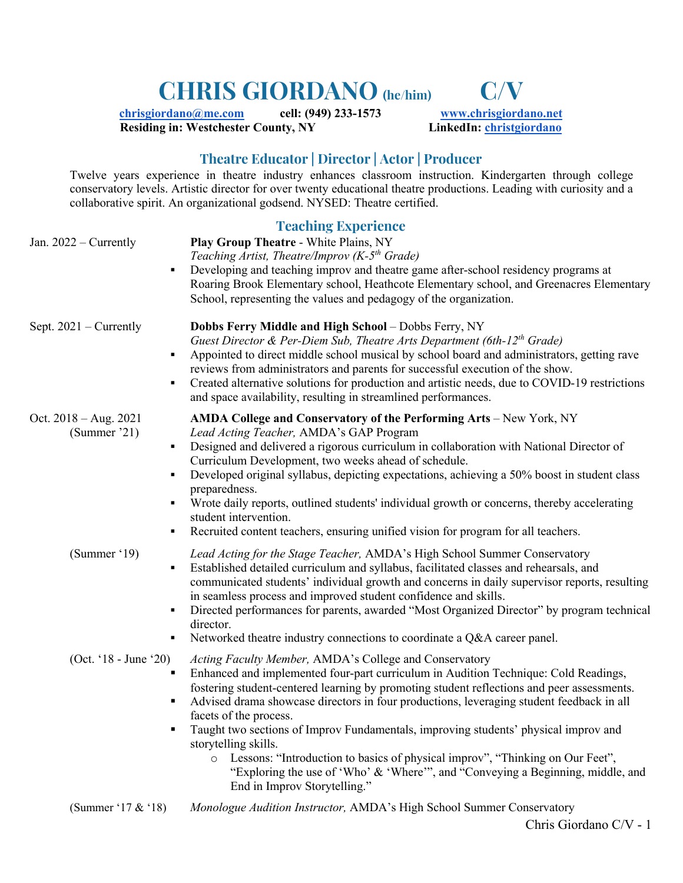# CHRIS GIORDANO (he/him) C/V

chrisgiordano@me.com cell: (949) 233-1573 www.chrisgiordano.net
**Residing in: Westchester County, NY** **LinkedIn: christgiordano**

## Theatre Educator | Director | Actor | Producer

Twelve years experience in theatre industry enhances classroom instruction. Kindergarten through college conservatory levels. Artistic director for over twenty educational theatre productions. Leading with curiosity and a collaborative spirit. An organizational godsend. NYSED: Theatre certified.

## Teaching Experience

Jan. 2022 – Currently

**Play Group Theatre** - White Plains, NY
*Teaching Artist, Theatre/Improv (K-5th Grade)*

- Developing and teaching improv and theatre game after-school residency programs at Roaring Brook Elementary school, Heathcote Elementary school, and Greenacres Elementary School, representing the values and pedagogy of the organization.

Sept. 2021 – Currently

**Dobbs Ferry Middle and High School** – Dobbs Ferry, NY
*Guest Director & Per-Diem Sub, Theatre Arts Department (6th-12th Grade)*

- Appointed to direct middle school musical by school board and administrators, getting rave reviews from administrators and parents for successful execution of the show.
- Created alternative solutions for production and artistic needs, due to COVID-19 restrictions and space availability, resulting in streamlined performances.

Oct. 2018 – Aug. 2021

**AMDA College and Conservatory of the Performing Arts** – New York, NY

(Summer '21)

*Lead Acting Teacher,* AMDA's GAP Program

- Designed and delivered a rigorous curriculum in collaboration with National Director of Curriculum Development, two weeks ahead of schedule.
- Developed original syllabus, depicting expectations, achieving a 50% boost in student class preparedness.
- Wrote daily reports, outlined students' individual growth or concerns, thereby accelerating student intervention.
- Recruited content teachers, ensuring unified vision for program for all teachers.

(Summer '19)

*Lead Acting for the Stage Teacher,* AMDA's High School Summer Conservatory

- Established detailed curriculum and syllabus, facilitated classes and rehearsals, and communicated students' individual growth and concerns in daily supervisor reports, resulting in seamless process and improved student confidence and skills.
- Directed performances for parents, awarded "Most Organized Director" by program technical director.
- Networked theatre industry connections to coordinate a Q&A career panel.

(Oct. '18 - June '20)

*Acting Faculty Member,* AMDA's College and Conservatory

- Enhanced and implemented four-part curriculum in Audition Technique: Cold Readings, fostering student-centered learning by promoting student reflections and peer assessments.
- Advised drama showcase directors in four productions, leveraging student feedback in all facets of the process.
- Taught two sections of Improv Fundamentals, improving students' physical improv and storytelling skills.
  - Lessons: "Introduction to basics of physical improv", "Thinking on Our Feet", "Exploring the use of 'Who' & 'Where'", and "Conveying a Beginning, middle, and End in Improv Storytelling."

(Summer '17 & '18)

*Monologue Audition Instructor,* AMDA's High School Summer Conservatory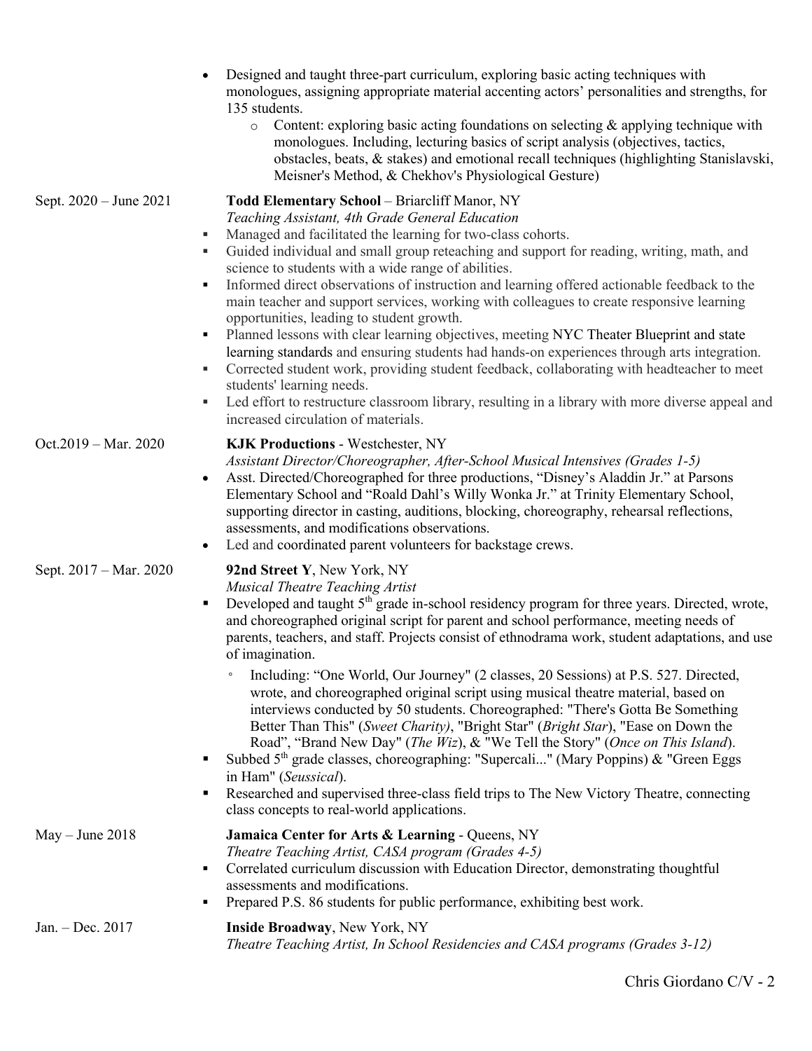- Designed and taught three-part curriculum, exploring basic acting techniques with monologues, assigning appropriate material accenting actors' personalities and strengths, for 135 students.
  - Content: exploring basic acting foundations on selecting & applying technique with monologues. Including, lecturing basics of script analysis (objectives, tactics, obstacles, beats, & stakes) and emotional recall techniques (highlighting Stanislavski, Meisner's Method, & Chekhov's Physiological Gesture)

Sept. 2020 – June 2021

**Todd Elementary School** – Briarcliff Manor, NY
*Teaching Assistant, 4th Grade General Education*

- Managed and facilitated the learning for two-class cohorts.
- Guided individual and small group reteaching and support for reading, writing, math, and science to students with a wide range of abilities.
- Informed direct observations of instruction and learning offered actionable feedback to the main teacher and support services, working with colleagues to create responsive learning opportunities, leading to student growth.
- Planned lessons with clear learning objectives, meeting NYC Theater Blueprint and state learning standards and ensuring students had hands-on experiences through arts integration.
- Corrected student work, providing student feedback, collaborating with headteacher to meet students' learning needs.
- Led effort to restructure classroom library, resulting in a library with more diverse appeal and increased circulation of materials.

Oct.2019 – Mar. 2020

**KJK Productions** - Westchester, NY
*Assistant Director/Choreographer, After-School Musical Intensives (Grades 1-5)*

- Asst. Directed/Choreographed for three productions, "Disney's Aladdin Jr." at Parsons Elementary School and "Roald Dahl's Willy Wonka Jr." at Trinity Elementary School, supporting director in casting, auditions, blocking, choreography, rehearsal reflections, assessments, and modifications observations.
- Led and coordinated parent volunteers for backstage crews.

Sept. 2017 – Mar. 2020

**92nd Street Y**, New York, NY
*Musical Theatre Teaching Artist*

- Developed and taught 5th grade in-school residency program for three years. Directed, wrote, and choreographed original script for parent and school performance, meeting needs of parents, teachers, and staff. Projects consist of ethnodrama work, student adaptations, and use of imagination.
  - Including: "One World, Our Journey" (2 classes, 20 Sessions) at P.S. 527. Directed, wrote, and choreographed original script using musical theatre material, based on interviews conducted by 50 students. Choreographed: "There's Gotta Be Something Better Than This" (*Sweet Charity)*, "Bright Star" (*Bright Star*), "Ease on Down the Road", "Brand New Day" (*The Wiz*), & "We Tell the Story" (*Once on This Island*).
- Subbed 5th grade classes, choreographing: "Supercali..." (Mary Poppins) & "Green Eggs in Ham" (*Seussical*).
- Researched and supervised three-class field trips to The New Victory Theatre, connecting class concepts to real-world applications.

May – June 2018

**Jamaica Center for Arts & Learning** - Queens, NY
*Theatre Teaching Artist, CASA program (Grades 4-5)*

- Correlated curriculum discussion with Education Director, demonstrating thoughtful assessments and modifications.
- Prepared P.S. 86 students for public performance, exhibiting best work.

Jan. – Dec. 2017

**Inside Broadway**, New York, NY
*Theatre Teaching Artist, In School Residencies and CASA programs (Grades 3-12)*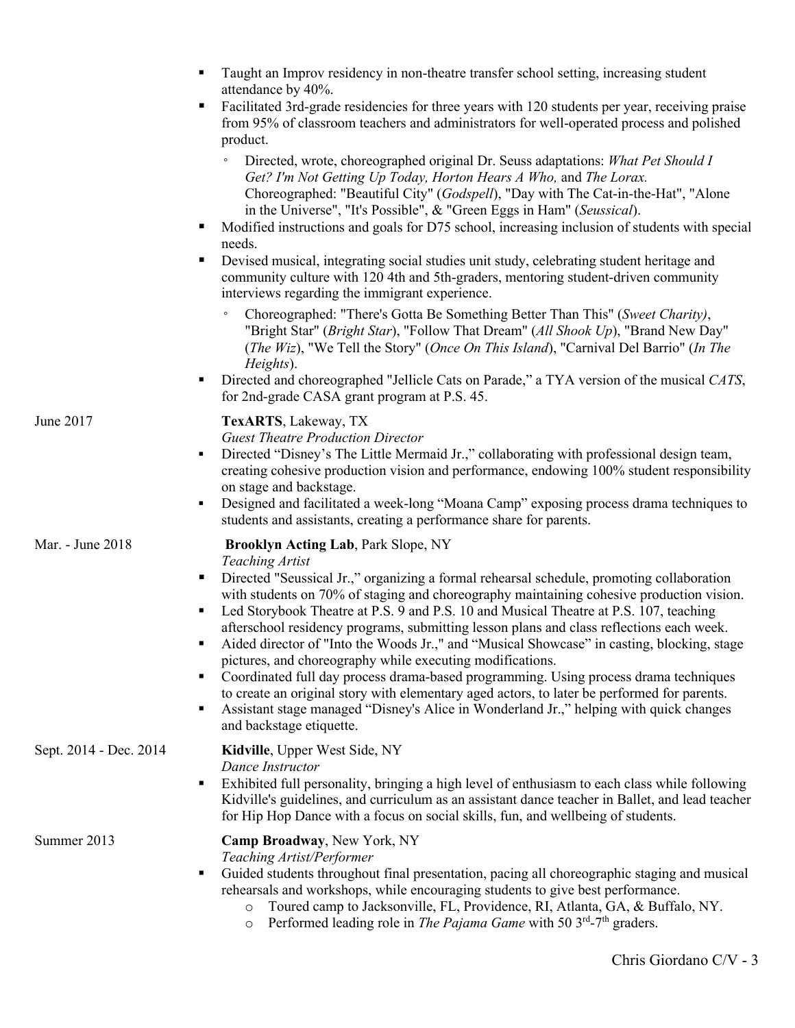- Taught an Improv residency in non-theatre transfer school setting, increasing student attendance by 40%.
- Facilitated 3rd-grade residencies for three years with 120 students per year, receiving praise from 95% of classroom teachers and administrators for well-operated process and polished product.
    - Directed, wrote, choreographed original Dr. Seuss adaptations: *What Pet Should I Get? I'm Not Getting Up Today, Horton Hears A Who,* and *The Lorax.* Choreographed: "Beautiful City" (*Godspell*), "Day with The Cat-in-the-Hat", "Alone in the Universe", "It's Possible", & "Green Eggs in Ham" (*Seussical*).
- Modified instructions and goals for D75 school, increasing inclusion of students with special needs.
- Devised musical, integrating social studies unit study, celebrating student heritage and community culture with 120 4th and 5th-graders, mentoring student-driven community interviews regarding the immigrant experience.
    - Choreographed: "There's Gotta Be Something Better Than This" (*Sweet Charity)*, "Bright Star" (*Bright Star*), "Follow That Dream" (*All Shook Up*), "Brand New Day" (*The Wiz*), "We Tell the Story" (*Once On This Island*), "Carnival Del Barrio" (*In The Heights*).
- Directed and choreographed "Jellicle Cats on Parade," a TYA version of the musical *CATS*, for 2nd-grade CASA grant program at P.S. 45.

June 2017 — **TexARTS**, Lakeway, TX
*Guest Theatre Production Director*
- Directed "Disney's The Little Mermaid Jr.," collaborating with professional design team, creating cohesive production vision and performance, endowing 100% student responsibility on stage and backstage.
- Designed and facilitated a week-long "Moana Camp" exposing process drama techniques to students and assistants, creating a performance share for parents.

Mar. - June 2018 — **Brooklyn Acting Lab**, Park Slope, NY
*Teaching Artist*
- Directed "Seussical Jr.," organizing a formal rehearsal schedule, promoting collaboration with students on 70% of staging and choreography maintaining cohesive production vision.
- Led Storybook Theatre at P.S. 9 and P.S. 10 and Musical Theatre at P.S. 107, teaching afterschool residency programs, submitting lesson plans and class reflections each week.
- Aided director of "Into the Woods Jr.," and "Musical Showcase" in casting, blocking, stage pictures, and choreography while executing modifications.
- Coordinated full day process drama-based programming. Using process drama techniques to create an original story with elementary aged actors, to later be performed for parents.
- Assistant stage managed "Disney's Alice in Wonderland Jr.," helping with quick changes and backstage etiquette.

Sept. 2014 - Dec. 2014 — **Kidville**, Upper West Side, NY
*Dance Instructor*
- Exhibited full personality, bringing a high level of enthusiasm to each class while following Kidville's guidelines, and curriculum as an assistant dance teacher in Ballet, and lead teacher for Hip Hop Dance with a focus on social skills, fun, and wellbeing of students.

Summer 2013 — **Camp Broadway**, New York, NY
*Teaching Artist/Performer*
- Guided students throughout final presentation, pacing all choreographic staging and musical rehearsals and workshops, while encouraging students to give best performance.
    - Toured camp to Jacksonville, FL, Providence, RI, Atlanta, GA, & Buffalo, NY.
    - Performed leading role in *The Pajama Game* with 50 3rd-7th graders.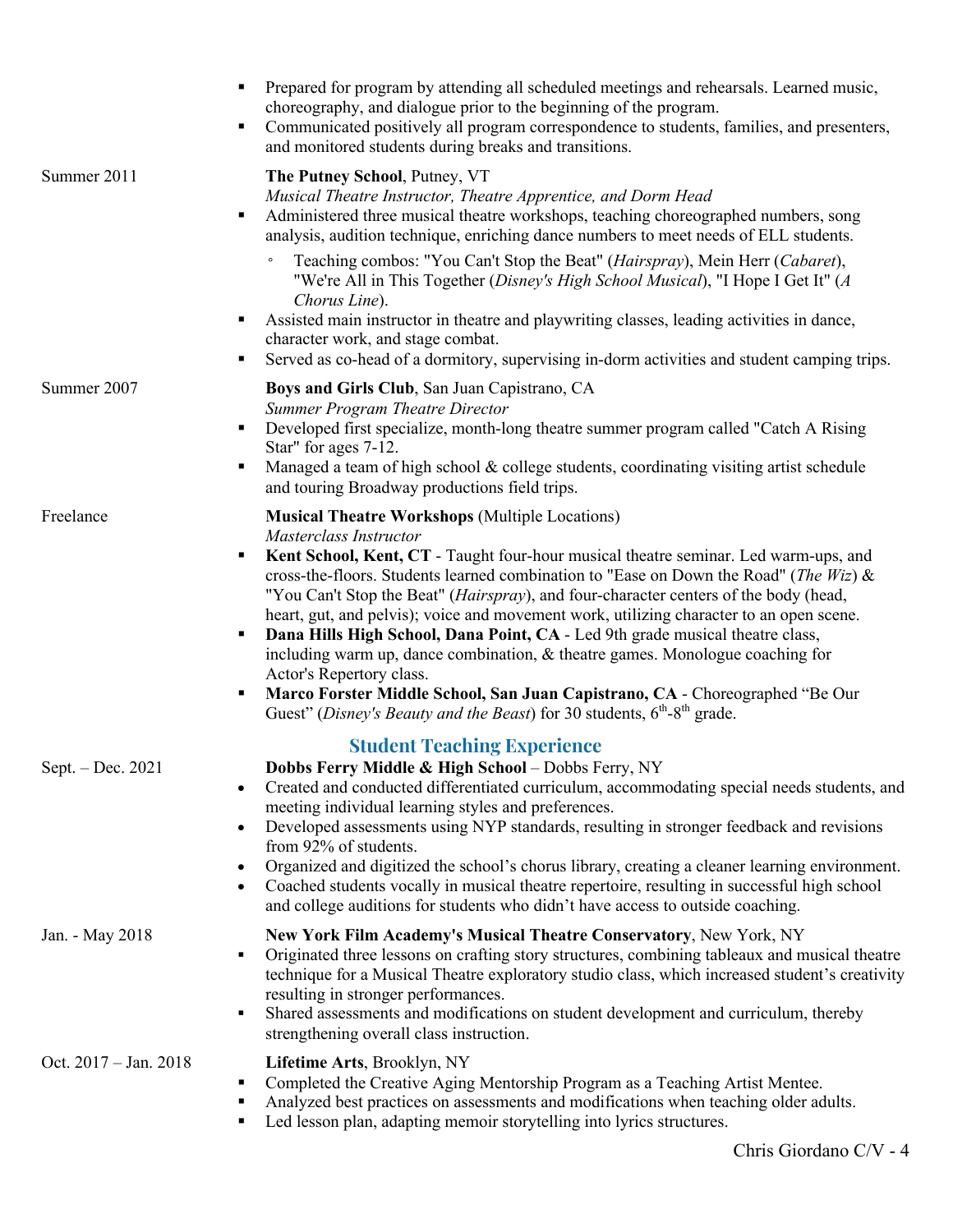- Prepared for program by attending all scheduled meetings and rehearsals. Learned music, choreography, and dialogue prior to the beginning of the program.
- Communicated positively all program correspondence to students, families, and presenters, and monitored students during breaks and transitions.

Summer 2011

**The Putney School**, Putney, VT
*Musical Theatre Instructor, Theatre Apprentice, and Dorm Head*

- Administered three musical theatre workshops, teaching choreographed numbers, song analysis, audition technique, enriching dance numbers to meet needs of ELL students.
    - Teaching combos: "You Can't Stop the Beat" (*Hairspray*), Mein Herr (*Cabaret*), "We're All in This Together (*Disney's High School Musical*), "I Hope I Get It" (*A Chorus Line*).
- Assisted main instructor in theatre and playwriting classes, leading activities in dance, character work, and stage combat.
- Served as co-head of a dormitory, supervising in-dorm activities and student camping trips.

Summer 2007

**Boys and Girls Club**, San Juan Capistrano, CA
*Summer Program Theatre Director*

- Developed first specialize, month-long theatre summer program called "Catch A Rising Star" for ages 7-12.
- Managed a team of high school & college students, coordinating visiting artist schedule and touring Broadway productions field trips.

Freelance

**Musical Theatre Workshops** (Multiple Locations)
*Masterclass Instructor*

- **Kent School, Kent, CT** - Taught four-hour musical theatre seminar. Led warm-ups, and cross-the-floors. Students learned combination to "Ease on Down the Road" (*The Wiz*) & "You Can't Stop the Beat" (*Hairspray*), and four-character centers of the body (head, heart, gut, and pelvis); voice and movement work, utilizing character to an open scene.
- **Dana Hills High School, Dana Point, CA** - Led 9th grade musical theatre class, including warm up, dance combination, & theatre games. Monologue coaching for Actor's Repertory class.
- **Marco Forster Middle School, San Juan Capistrano, CA** - Choreographed "Be Our Guest" (*Disney's Beauty and the Beast*) for 30 students, 6th-8th grade.

## Student Teaching Experience

Sept. – Dec. 2021

**Dobbs Ferry Middle & High School** – Dobbs Ferry, NY

- Created and conducted differentiated curriculum, accommodating special needs students, and meeting individual learning styles and preferences.
- Developed assessments using NYP standards, resulting in stronger feedback and revisions from 92% of students.
- Organized and digitized the school's chorus library, creating a cleaner learning environment.
- Coached students vocally in musical theatre repertoire, resulting in successful high school and college auditions for students who didn't have access to outside coaching.

Jan. - May 2018

**New York Film Academy's Musical Theatre Conservatory**, New York, NY

- Originated three lessons on crafting story structures, combining tableaux and musical theatre technique for a Musical Theatre exploratory studio class, which increased student's creativity resulting in stronger performances.
- Shared assessments and modifications on student development and curriculum, thereby strengthening overall class instruction.

Oct. 2017 – Jan. 2018

**Lifetime Arts**, Brooklyn, NY

- Completed the Creative Aging Mentorship Program as a Teaching Artist Mentee.
- Analyzed best practices on assessments and modifications when teaching older adults.
- Led lesson plan, adapting memoir storytelling into lyrics structures.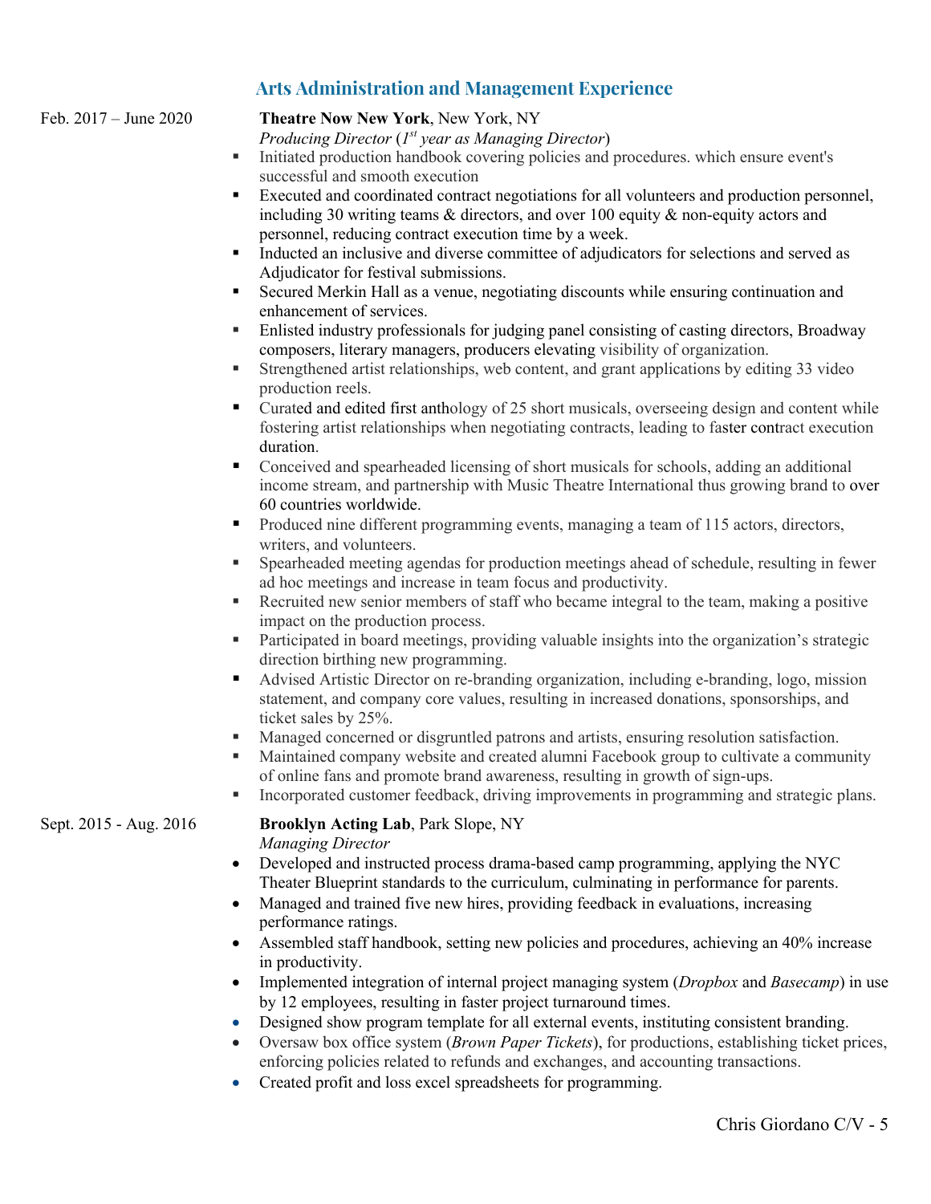## Arts Administration and Management Experience

Feb. 2017 – June 2020

**Theatre Now New York**, New York, NY
*Producing Director (1st year as Managing Director)*

- Initiated production handbook covering policies and procedures. which ensure event's successful and smooth execution
- Executed and coordinated contract negotiations for all volunteers and production personnel, including 30 writing teams & directors, and over 100 equity & non-equity actors and personnel, reducing contract execution time by a week.
- Inducted an inclusive and diverse committee of adjudicators for selections and served as Adjudicator for festival submissions.
- Secured Merkin Hall as a venue, negotiating discounts while ensuring continuation and enhancement of services.
- Enlisted industry professionals for judging panel consisting of casting directors, Broadway composers, literary managers, producers elevating visibility of organization.
- Strengthened artist relationships, web content, and grant applications by editing 33 video production reels.
- Curated and edited first anthology of 25 short musicals, overseeing design and content while fostering artist relationships when negotiating contracts, leading to faster contract execution duration.
- Conceived and spearheaded licensing of short musicals for schools, adding an additional income stream, and partnership with Music Theatre International thus growing brand to over 60 countries worldwide.
- Produced nine different programming events, managing a team of 115 actors, directors, writers, and volunteers.
- Spearheaded meeting agendas for production meetings ahead of schedule, resulting in fewer ad hoc meetings and increase in team focus and productivity.
- Recruited new senior members of staff who became integral to the team, making a positive impact on the production process.
- Participated in board meetings, providing valuable insights into the organization's strategic direction birthing new programming.
- Advised Artistic Director on re-branding organization, including e-branding, logo, mission statement, and company core values, resulting in increased donations, sponsorships, and ticket sales by 25%.
- Managed concerned or disgruntled patrons and artists, ensuring resolution satisfaction.
- Maintained company website and created alumni Facebook group to cultivate a community of online fans and promote brand awareness, resulting in growth of sign-ups.
- Incorporated customer feedback, driving improvements in programming and strategic plans.

Sept. 2015 - Aug. 2016

**Brooklyn Acting Lab**, Park Slope, NY
*Managing Director*

- Developed and instructed process drama-based camp programming, applying the NYC Theater Blueprint standards to the curriculum, culminating in performance for parents.
- Managed and trained five new hires, providing feedback in evaluations, increasing performance ratings.
- Assembled staff handbook, setting new policies and procedures, achieving an 40% increase in productivity.
- Implemented integration of internal project managing system (*Dropbox* and *Basecamp*) in use by 12 employees, resulting in faster project turnaround times.
- Designed show program template for all external events, instituting consistent branding.
- Oversaw box office system (*Brown Paper Tickets*), for productions, establishing ticket prices, enforcing policies related to refunds and exchanges, and accounting transactions.
- Created profit and loss excel spreadsheets for programming.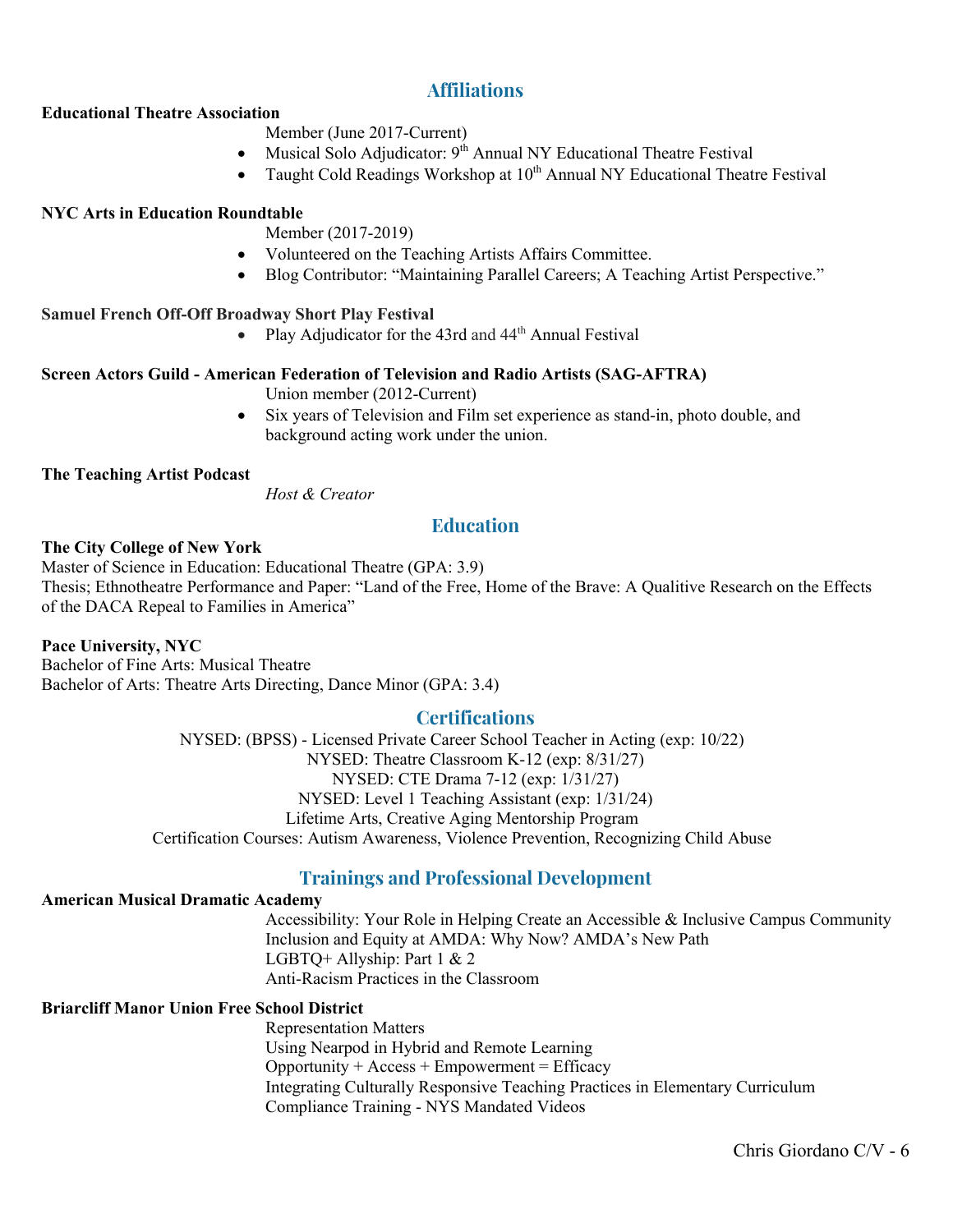## Affiliations

**Educational Theatre Association**

Member (June 2017-Current)

- Musical Solo Adjudicator: 9th Annual NY Educational Theatre Festival
- Taught Cold Readings Workshop at 10th Annual NY Educational Theatre Festival

**NYC Arts in Education Roundtable**

Member (2017-2019)

- Volunteered on the Teaching Artists Affairs Committee.
- Blog Contributor: "Maintaining Parallel Careers; A Teaching Artist Perspective."

**Samuel French Off-Off Broadway Short Play Festival**

- Play Adjudicator for the 43rd and 44th Annual Festival

**Screen Actors Guild - American Federation of Television and Radio Artists (SAG-AFTRA)**

Union member (2012-Current)

- Six years of Television and Film set experience as stand-in, photo double, and background acting work under the union.

**The Teaching Artist Podcast**

*Host & Creator*

## Education

**The City College of New York**
Master of Science in Education: Educational Theatre (GPA: 3.9)
Thesis; Ethnotheatre Performance and Paper: "Land of the Free, Home of the Brave: A Qualitive Research on the Effects of the DACA Repeal to Families in America"

**Pace University, NYC**
Bachelor of Fine Arts: Musical Theatre
Bachelor of Arts: Theatre Arts Directing, Dance Minor (GPA: 3.4)

## Certifications

NYSED: (BPSS) - Licensed Private Career School Teacher in Acting (exp: 10/22)
NYSED: Theatre Classroom K-12 (exp: 8/31/27)
NYSED: CTE Drama 7-12 (exp: 1/31/27)
NYSED: Level 1 Teaching Assistant (exp: 1/31/24)
Lifetime Arts, Creative Aging Mentorship Program
Certification Courses: Autism Awareness, Violence Prevention, Recognizing Child Abuse

## Trainings and Professional Development

**American Musical Dramatic Academy**

Accessibility: Your Role in Helping Create an Accessible & Inclusive Campus Community
Inclusion and Equity at AMDA: Why Now? AMDA's New Path
LGBTQ+ Allyship: Part 1 & 2
Anti-Racism Practices in the Classroom

**Briarcliff Manor Union Free School District**

Representation Matters
Using Nearpod in Hybrid and Remote Learning
Opportunity + Access + Empowerment = Efficacy
Integrating Culturally Responsive Teaching Practices in Elementary Curriculum
Compliance Training - NYS Mandated Videos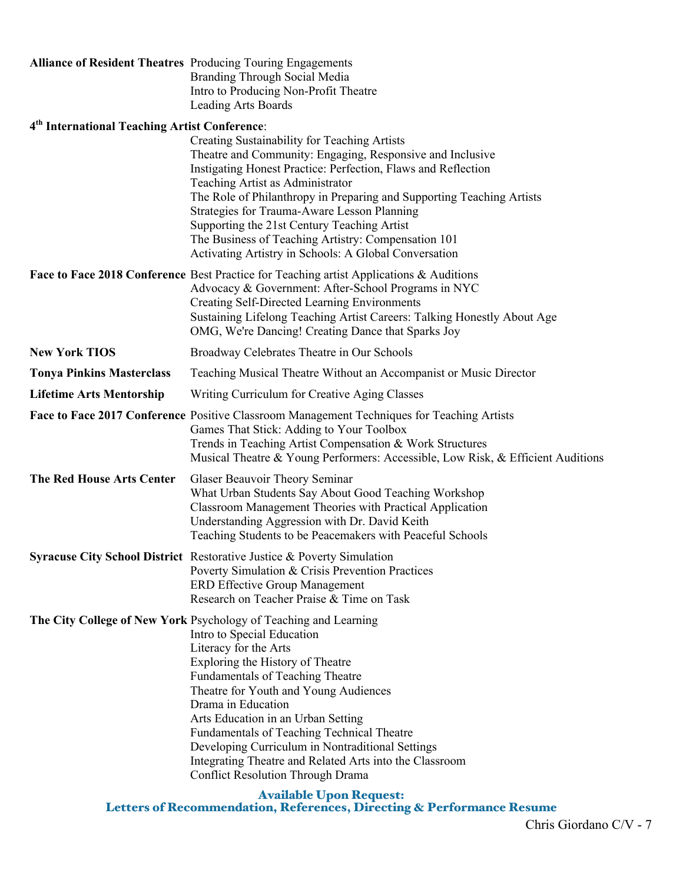**Alliance of Resident Theatres** Producing Touring Engagements
Branding Through Social Media
Intro to Producing Non-Profit Theatre
Leading Arts Boards

**4th International Teaching Artist Conference**:
Creating Sustainability for Teaching Artists
Theatre and Community: Engaging, Responsive and Inclusive
Instigating Honest Practice: Perfection, Flaws and Reflection
Teaching Artist as Administrator
The Role of Philanthropy in Preparing and Supporting Teaching Artists
Strategies for Trauma-Aware Lesson Planning
Supporting the 21st Century Teaching Artist
The Business of Teaching Artistry: Compensation 101
Activating Artistry in Schools: A Global Conversation

**Face to Face 2018 Conference** Best Practice for Teaching artist Applications & Auditions
Advocacy & Government: After-School Programs in NYC
Creating Self-Directed Learning Environments
Sustaining Lifelong Teaching Artist Careers: Talking Honestly About Age
OMG, We're Dancing! Creating Dance that Sparks Joy

**New York TIOS** Broadway Celebrates Theatre in Our Schools

**Tonya Pinkins Masterclass** Teaching Musical Theatre Without an Accompanist or Music Director

**Lifetime Arts Mentorship** Writing Curriculum for Creative Aging Classes

**Face to Face 2017 Conference** Positive Classroom Management Techniques for Teaching Artists
Games That Stick: Adding to Your Toolbox
Trends in Teaching Artist Compensation & Work Structures
Musical Theatre & Young Performers: Accessible, Low Risk, & Efficient Auditions

**The Red House Arts Center** Glaser Beauvoir Theory Seminar
What Urban Students Say About Good Teaching Workshop
Classroom Management Theories with Practical Application
Understanding Aggression with Dr. David Keith
Teaching Students to be Peacemakers with Peaceful Schools

**Syracuse City School District** Restorative Justice & Poverty Simulation
Poverty Simulation & Crisis Prevention Practices
ERD Effective Group Management
Research on Teacher Praise & Time on Task

**The City College of New York** Psychology of Teaching and Learning
Intro to Special Education
Literacy for the Arts
Exploring the History of Theatre
Fundamentals of Teaching Theatre
Theatre for Youth and Young Audiences
Drama in Education
Arts Education in an Urban Setting
Fundamentals of Teaching Technical Theatre
Developing Curriculum in Nontraditional Settings
Integrating Theatre and Related Arts into the Classroom
Conflict Resolution Through Drama

**Available Upon Request:**
**Letters of Recommendation, References, Directing & Performance Resume**